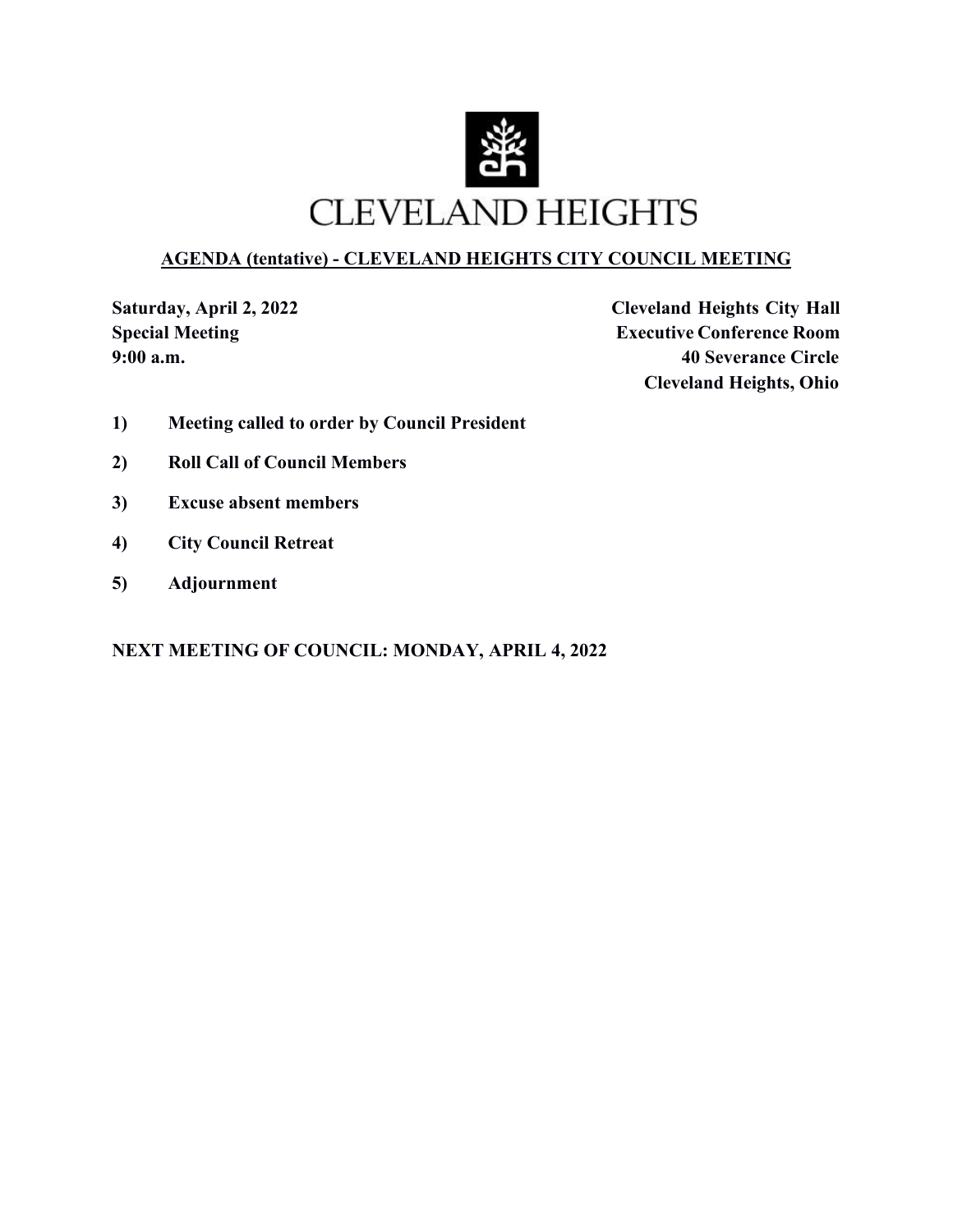# CLEVELAND HEIGHTS

## AGENDA (tentative) - CLEVELAND HEIGHTS CITY COUNCIL MEETING

**Saturday, April 2, 2022**
**Special Meeting**
**9:00 a.m.**

**Cleveland Heights City Hall**
**Executive Conference Room**
**40 Severance Circle**
**Cleveland Heights, Ohio**

1) **Meeting called to order by Council President**
2) **Roll Call of Council Members**
3) **Excuse absent members**
4) **City Council Retreat**
5) **Adjournment**

**NEXT MEETING OF COUNCIL: MONDAY, APRIL 4, 2022**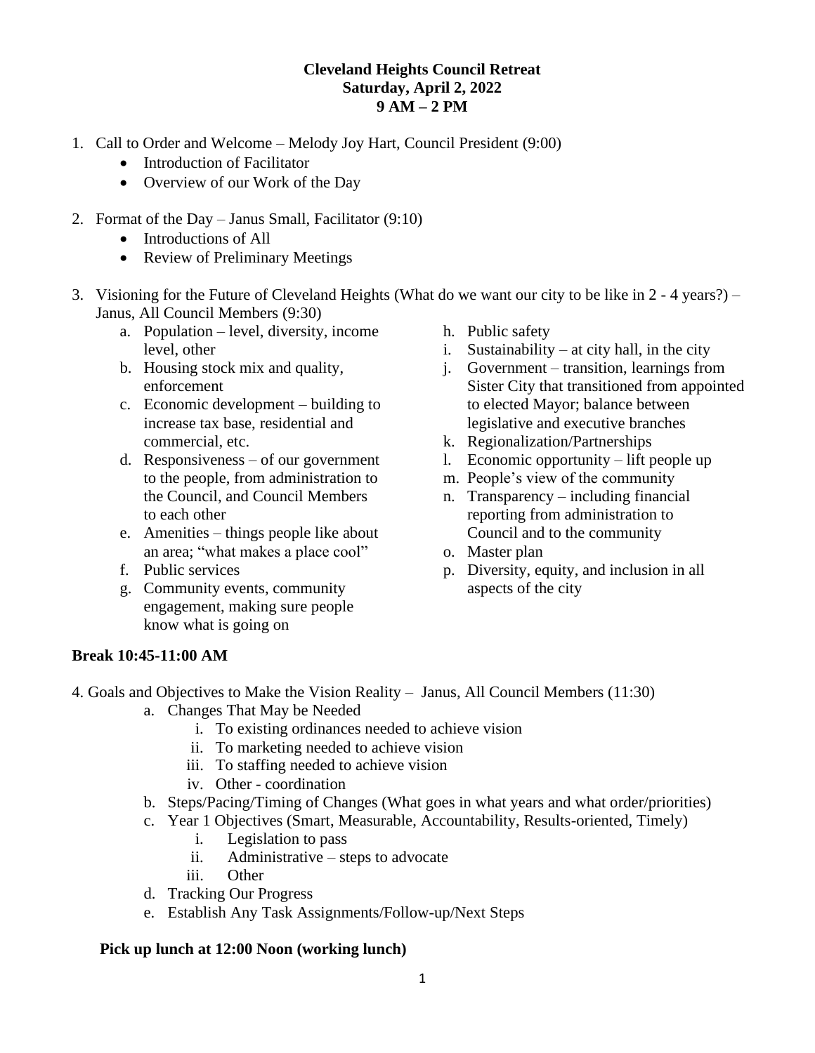**Cleveland Heights Council Retreat**
**Saturday, April 2, 2022**
**9 AM – 2 PM**

1. Call to Order and Welcome – Melody Joy Hart, Council President (9:00)
   - Introduction of Facilitator
   - Overview of our Work of the Day

2. Format of the Day – Janus Small, Facilitator (9:10)
   - Introductions of All
   - Review of Preliminary Meetings

3. Visioning for the Future of Cleveland Heights (What do we want our city to be like in 2 - 4 years?) – Janus, All Council Members (9:30)
   a. Population – level, diversity, income level, other
   b. Housing stock mix and quality, enforcement
   c. Economic development – building to increase tax base, residential and commercial, etc.
   d. Responsiveness – of our government to the people, from administration to the Council, and Council Members to each other
   e. Amenities – things people like about an area; "what makes a place cool"
   f. Public services
   g. Community events, community engagement, making sure people know what is going on
   h. Public safety
   i. Sustainability – at city hall, in the city
   j. Government – transition, learnings from Sister City that transitioned from appointed to elected Mayor; balance between legislative and executive branches
   k. Regionalization/Partnerships
   l. Economic opportunity – lift people up
   m. People's view of the community
   n. Transparency – including financial reporting from administration to Council and to the community
   o. Master plan
   p. Diversity, equity, and inclusion in all aspects of the city

**Break 10:45-11:00 AM**

4. Goals and Objectives to Make the Vision Reality – Janus, All Council Members (11:30)
   a. Changes That May be Needed
      i. To existing ordinances needed to achieve vision
      ii. To marketing needed to achieve vision
      iii. To staffing needed to achieve vision
      iv. Other - coordination
   b. Steps/Pacing/Timing of Changes (What goes in what years and what order/priorities)
   c. Year 1 Objectives (Smart, Measurable, Accountability, Results-oriented, Timely)
      i. Legislation to pass
      ii. Administrative – steps to advocate
      iii. Other
   d. Tracking Our Progress
   e. Establish Any Task Assignments/Follow-up/Next Steps

**Pick up lunch at 12:00 Noon (working lunch)**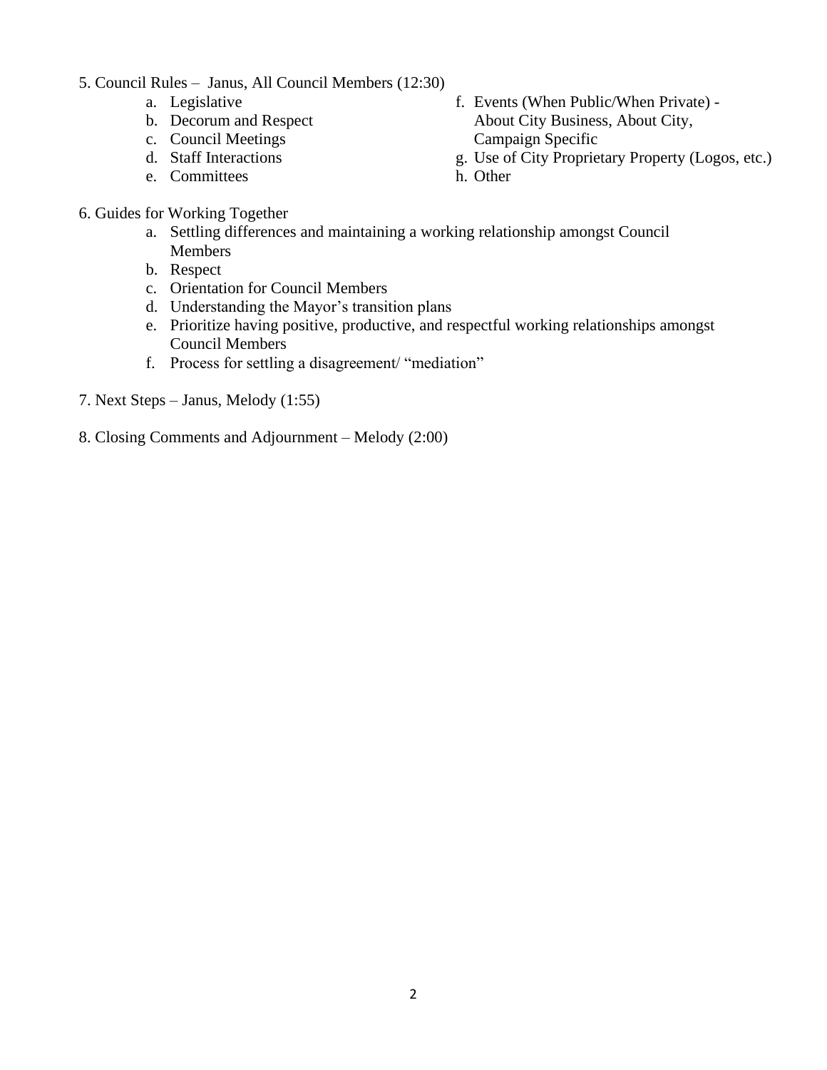5. Council Rules – Janus, All Council Members (12:30)
    a. Legislative
    b. Decorum and Respect
    c. Council Meetings
    d. Staff Interactions
    e. Committees
    f. Events (When Public/When Private) - About City Business, About City, Campaign Specific
    g. Use of City Proprietary Property (Logos, etc.)
    h. Other

6. Guides for Working Together
    a. Settling differences and maintaining a working relationship amongst Council Members
    b. Respect
    c. Orientation for Council Members
    d. Understanding the Mayor's transition plans
    e. Prioritize having positive, productive, and respectful working relationships amongst Council Members
    f. Process for settling a disagreement/ "mediation"

7. Next Steps – Janus, Melody (1:55)

8. Closing Comments and Adjournment – Melody (2:00)